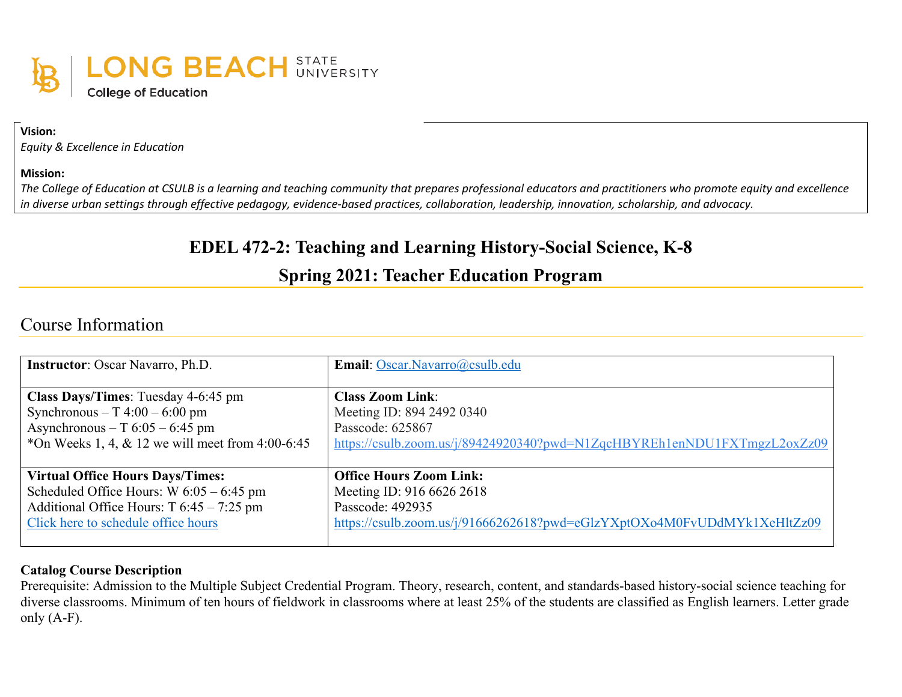LONG BEACH STATE UNIVERSITY
College of Education

**Vision:**
*Equity & Excellence in Education*

**Mission:**
*The College of Education at CSULB is a learning and teaching community that prepares professional educators and practitioners who promote equity and excellence in diverse urban settings through effective pedagogy, evidence-based practices, collaboration, leadership, innovation, scholarship, and advocacy.*

# EDEL 472-2: Teaching and Learning History-Social Science, K-8

## Spring 2021: Teacher Education Program

## Course Information

| | |
|---|---|
| **Instructor**: Oscar Navarro, Ph.D. | **Email**: Oscar.Navarro@csulb.edu |
| **Class Days/Times**: Tuesday 4-6:45 pm<br>Synchronous – T 4:00 – 6:00 pm<br>Asynchronous – T 6:05 – 6:45 pm<br>*On Weeks 1, 4, & 12 we will meet from 4:00-6:45 | **Class Zoom Link**:<br>Meeting ID: 894 2492 0340<br>Passcode: 625867<br>https://csulb.zoom.us/j/89424920340?pwd=N1ZqcHBYREh1enNDU1FXTmgzL2oxZz09 |
| **Virtual Office Hours Days/Times:**<br>Scheduled Office Hours: W 6:05 – 6:45 pm<br>Additional Office Hours: T 6:45 – 7:25 pm<br>Click here to schedule office hours | **Office Hours Zoom Link:**<br>Meeting ID: 916 6626 2618<br>Passcode: 492935<br>https://csulb.zoom.us/j/91666262618?pwd=eGlzYXptOXo4M0FvUDdMYk1XeHltZz09 |

**Catalog Course Description**
Prerequisite: Admission to the Multiple Subject Credential Program. Theory, research, content, and standards-based history-social science teaching for diverse classrooms. Minimum of ten hours of fieldwork in classrooms where at least 25% of the students are classified as English learners. Letter grade only (A-F).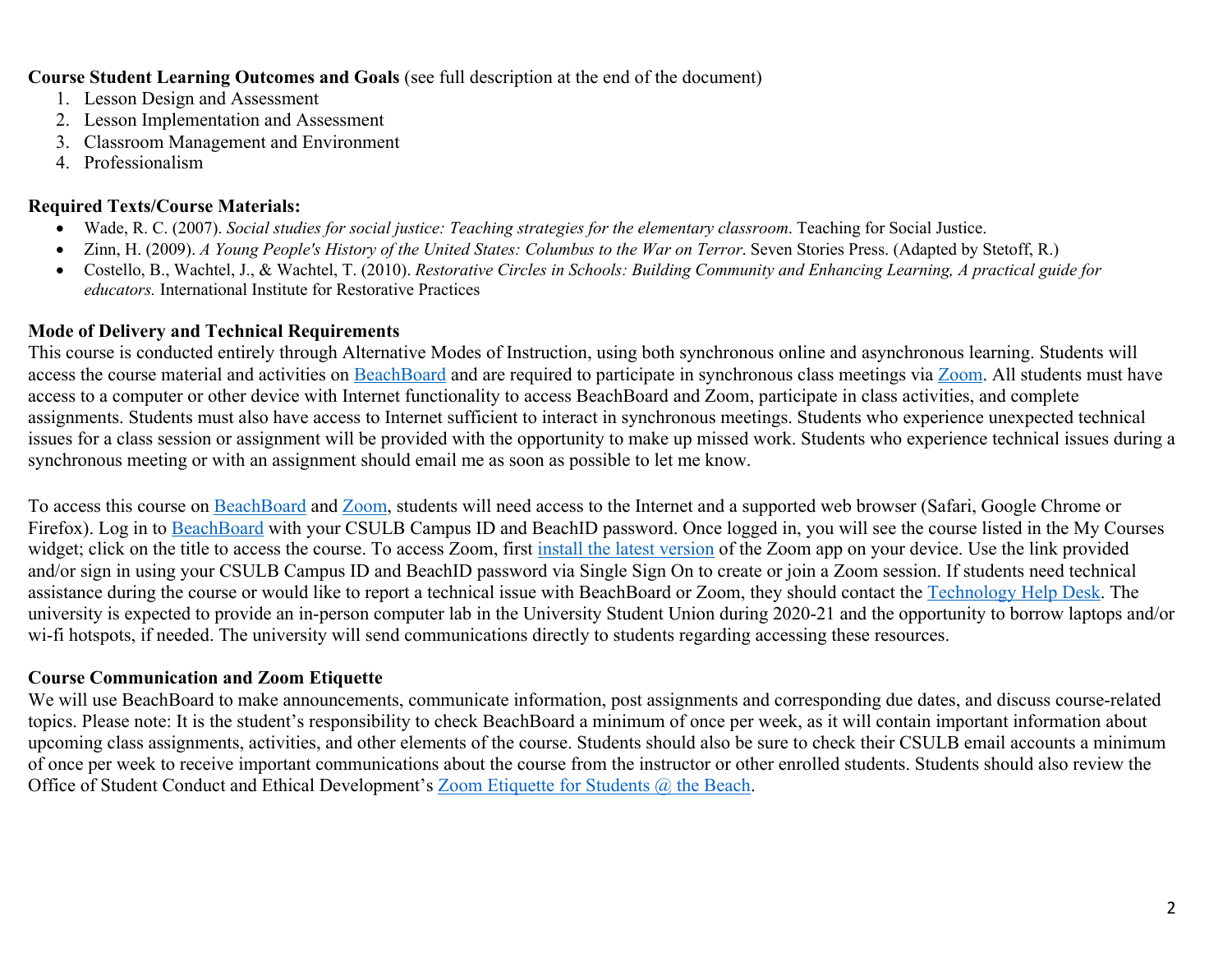**Course Student Learning Outcomes and Goals** (see full description at the end of the document)

1. Lesson Design and Assessment
2. Lesson Implementation and Assessment
3. Classroom Management and Environment
4. Professionalism

**Required Texts/Course Materials:**

- Wade, R. C. (2007). *Social studies for social justice: Teaching strategies for the elementary classroom*. Teaching for Social Justice.
- Zinn, H. (2009). *A Young People's History of the United States: Columbus to the War on Terror*. Seven Stories Press. (Adapted by Stetoff, R.)
- Costello, B., Wachtel, J., & Wachtel, T. (2010). *Restorative Circles in Schools: Building Community and Enhancing Learning, A practical guide for educators.* International Institute for Restorative Practices

**Mode of Delivery and Technical Requirements**

This course is conducted entirely through Alternative Modes of Instruction, using both synchronous online and asynchronous learning. Students will access the course material and activities on BeachBoard and are required to participate in synchronous class meetings via Zoom. All students must have access to a computer or other device with Internet functionality to access BeachBoard and Zoom, participate in class activities, and complete assignments. Students must also have access to Internet sufficient to interact in synchronous meetings. Students who experience unexpected technical issues for a class session or assignment will be provided with the opportunity to make up missed work. Students who experience technical issues during a synchronous meeting or with an assignment should email me as soon as possible to let me know.

To access this course on BeachBoard and Zoom, students will need access to the Internet and a supported web browser (Safari, Google Chrome or Firefox). Log in to BeachBoard with your CSULB Campus ID and BeachID password. Once logged in, you will see the course listed in the My Courses widget; click on the title to access the course. To access Zoom, first install the latest version of the Zoom app on your device. Use the link provided and/or sign in using your CSULB Campus ID and BeachID password via Single Sign On to create or join a Zoom session. If students need technical assistance during the course or would like to report a technical issue with BeachBoard or Zoom, they should contact the Technology Help Desk. The university is expected to provide an in-person computer lab in the University Student Union during 2020-21 and the opportunity to borrow laptops and/or wi-fi hotspots, if needed. The university will send communications directly to students regarding accessing these resources.

**Course Communication and Zoom Etiquette**

We will use BeachBoard to make announcements, communicate information, post assignments and corresponding due dates, and discuss course-related topics. Please note: It is the student's responsibility to check BeachBoard a minimum of once per week, as it will contain important information about upcoming class assignments, activities, and other elements of the course. Students should also be sure to check their CSULB email accounts a minimum of once per week to receive important communications about the course from the instructor or other enrolled students. Students should also review the Office of Student Conduct and Ethical Development's Zoom Etiquette for Students @ the Beach.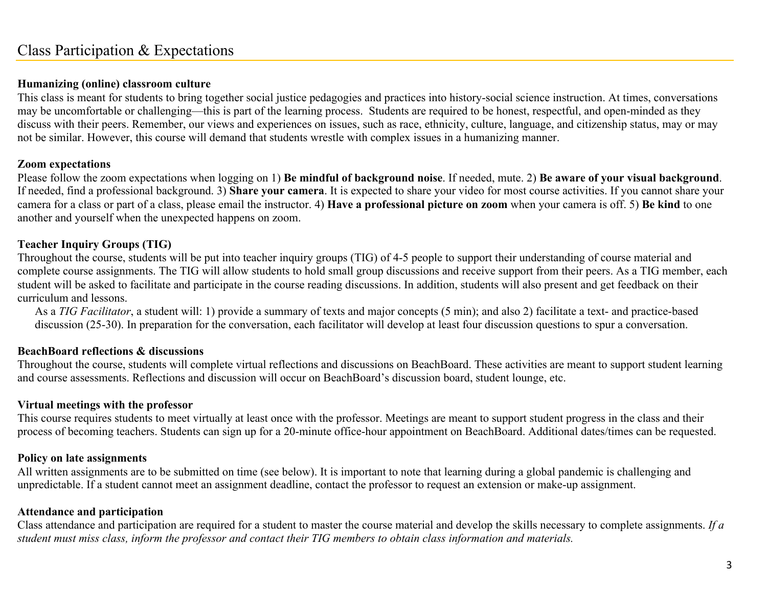## Class Participation & Expectations

**Humanizing (online) classroom culture**
This class is meant for students to bring together social justice pedagogies and practices into history-social science instruction. At times, conversations may be uncomfortable or challenging—this is part of the learning process. Students are required to be honest, respectful, and open-minded as they discuss with their peers. Remember, our views and experiences on issues, such as race, ethnicity, culture, language, and citizenship status, may or may not be similar. However, this course will demand that students wrestle with complex issues in a humanizing manner.

**Zoom expectations**
Please follow the zoom expectations when logging on 1) **Be mindful of background noise**. If needed, mute. 2) **Be aware of your visual background**. If needed, find a professional background. 3) **Share your camera**. It is expected to share your video for most course activities. If you cannot share your camera for a class or part of a class, please email the instructor. 4) **Have a professional picture on zoom** when your camera is off. 5) **Be kind** to one another and yourself when the unexpected happens on zoom.

**Teacher Inquiry Groups (TIG)**
Throughout the course, students will be put into teacher inquiry groups (TIG) of 4-5 people to support their understanding of course material and complete course assignments. The TIG will allow students to hold small group discussions and receive support from their peers. As a TIG member, each student will be asked to facilitate and participate in the course reading discussions. In addition, students will also present and get feedback on their curriculum and lessons.

As a *TIG Facilitator*, a student will: 1) provide a summary of texts and major concepts (5 min); and also 2) facilitate a text- and practice-based discussion (25-30). In preparation for the conversation, each facilitator will develop at least four discussion questions to spur a conversation.

**BeachBoard reflections & discussions**
Throughout the course, students will complete virtual reflections and discussions on BeachBoard. These activities are meant to support student learning and course assessments. Reflections and discussion will occur on BeachBoard's discussion board, student lounge, etc.

**Virtual meetings with the professor**
This course requires students to meet virtually at least once with the professor. Meetings are meant to support student progress in the class and their process of becoming teachers. Students can sign up for a 20-minute office-hour appointment on BeachBoard. Additional dates/times can be requested.

**Policy on late assignments**
All written assignments are to be submitted on time (see below). It is important to note that learning during a global pandemic is challenging and unpredictable. If a student cannot meet an assignment deadline, contact the professor to request an extension or make-up assignment.

**Attendance and participation**
Class attendance and participation are required for a student to master the course material and develop the skills necessary to complete assignments. *If a student must miss class, inform the professor and contact their TIG members to obtain class information and materials.*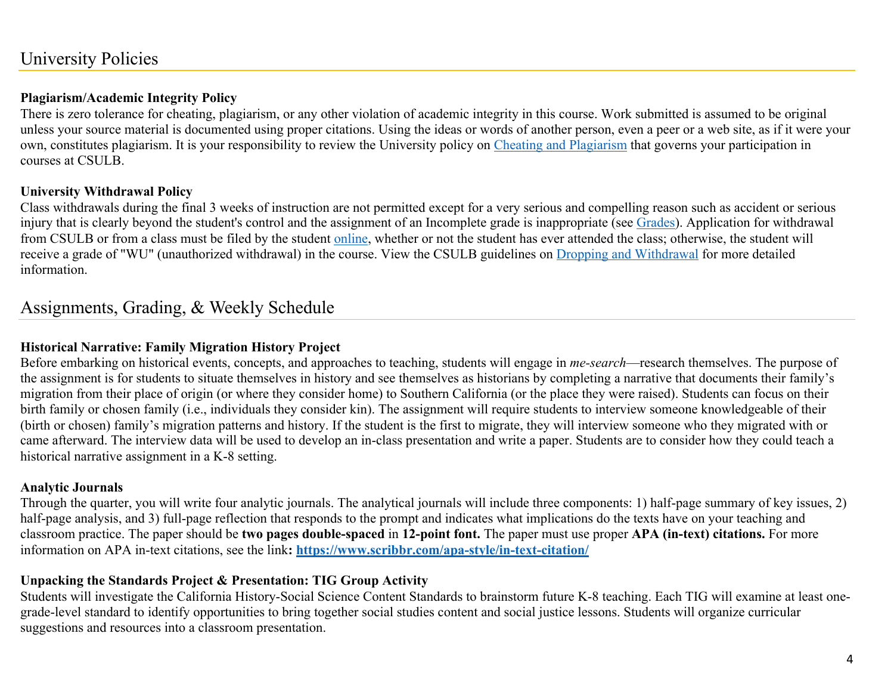## University Policies

**Plagiarism/Academic Integrity Policy**
There is zero tolerance for cheating, plagiarism, or any other violation of academic integrity in this course. Work submitted is assumed to be original unless your source material is documented using proper citations. Using the ideas or words of another person, even a peer or a web site, as if it were your own, constitutes plagiarism. It is your responsibility to review the University policy on Cheating and Plagiarism that governs your participation in courses at CSULB.

**University Withdrawal Policy**
Class withdrawals during the final 3 weeks of instruction are not permitted except for a very serious and compelling reason such as accident or serious injury that is clearly beyond the student's control and the assignment of an Incomplete grade is inappropriate (see Grades). Application for withdrawal from CSULB or from a class must be filed by the student online, whether or not the student has ever attended the class; otherwise, the student will receive a grade of "WU" (unauthorized withdrawal) in the course. View the CSULB guidelines on Dropping and Withdrawal for more detailed information.

## Assignments, Grading, & Weekly Schedule

**Historical Narrative: Family Migration History Project**
Before embarking on historical events, concepts, and approaches to teaching, students will engage in *me-search*—research themselves. The purpose of the assignment is for students to situate themselves in history and see themselves as historians by completing a narrative that documents their family's migration from their place of origin (or where they consider home) to Southern California (or the place they were raised). Students can focus on their birth family or chosen family (i.e., individuals they consider kin). The assignment will require students to interview someone knowledgeable of their (birth or chosen) family's migration patterns and history. If the student is the first to migrate, they will interview someone who they migrated with or came afterward. The interview data will be used to develop an in-class presentation and write a paper. Students are to consider how they could teach a historical narrative assignment in a K-8 setting.

**Analytic Journals**
Through the quarter, you will write four analytic journals. The analytical journals will include three components: 1) half-page summary of key issues, 2) half-page analysis, and 3) full-page reflection that responds to the prompt and indicates what implications do the texts have on your teaching and classroom practice. The paper should be **two pages double-spaced** in **12-point font.** The paper must use proper **APA (in-text) citations.** For more information on APA in-text citations, see the link**: https://www.scribbr.com/apa-style/in-text-citation/**

**Unpacking the Standards Project & Presentation: TIG Group Activity**
Students will investigate the California History-Social Science Content Standards to brainstorm future K-8 teaching. Each TIG will examine at least one-grade-level standard to identify opportunities to bring together social studies content and social justice lessons. Students will organize curricular suggestions and resources into a classroom presentation.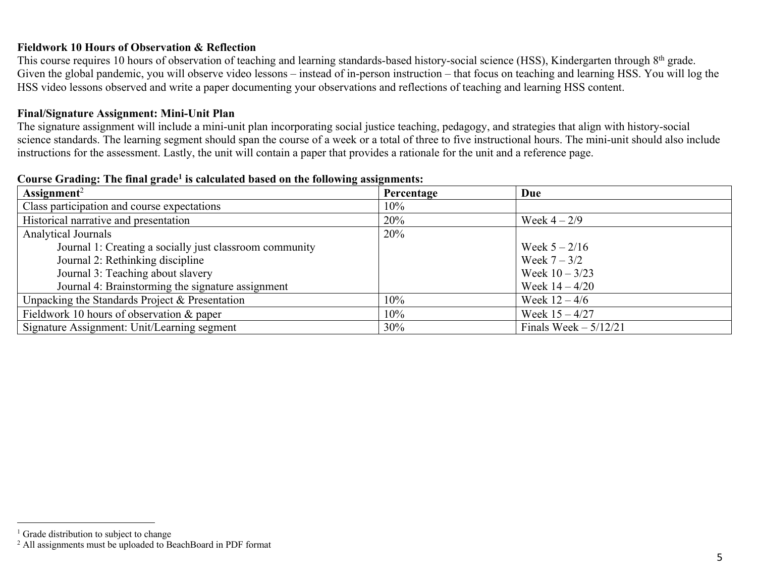**Fieldwork 10 Hours of Observation & Reflection**

This course requires 10 hours of observation of teaching and learning standards-based history-social science (HSS), Kindergarten through 8th grade. Given the global pandemic, you will observe video lessons – instead of in-person instruction – that focus on teaching and learning HSS. You will log the HSS video lessons observed and write a paper documenting your observations and reflections of teaching and learning HSS content.

**Final/Signature Assignment: Mini-Unit Plan**

The signature assignment will include a mini-unit plan incorporating social justice teaching, pedagogy, and strategies that align with history-social science standards. The learning segment should span the course of a week or a total of three to five instructional hours. The mini-unit should also include instructions for the assessment. Lastly, the unit will contain a paper that provides a rationale for the unit and a reference page.

**Course Grading: The final grade[1] is calculated based on the following assignments:**

| Assignment[2] | Percentage | Due |
|---|---|---|
| Class participation and course expectations | 10% | |
| Historical narrative and presentation | 20% | Week 4 – 2/9 |
| Analytical Journals | 20% | |
| Journal 1: Creating a socially just classroom community | | Week 5 – 2/16 |
| Journal 2: Rethinking discipline | | Week 7 – 3/2 |
| Journal 3: Teaching about slavery | | Week 10 – 3/23 |
| Journal 4: Brainstorming the signature assignment | | Week 14 – 4/20 |
| Unpacking the Standards Project & Presentation | 10% | Week 12 – 4/6 |
| Fieldwork 10 hours of observation & paper | 10% | Week 15 – 4/27 |
| Signature Assignment: Unit/Learning segment | 30% | Finals Week – 5/12/21 |

[1] Grade distribution to subject to change

[2] All assignments must be uploaded to BeachBoard in PDF format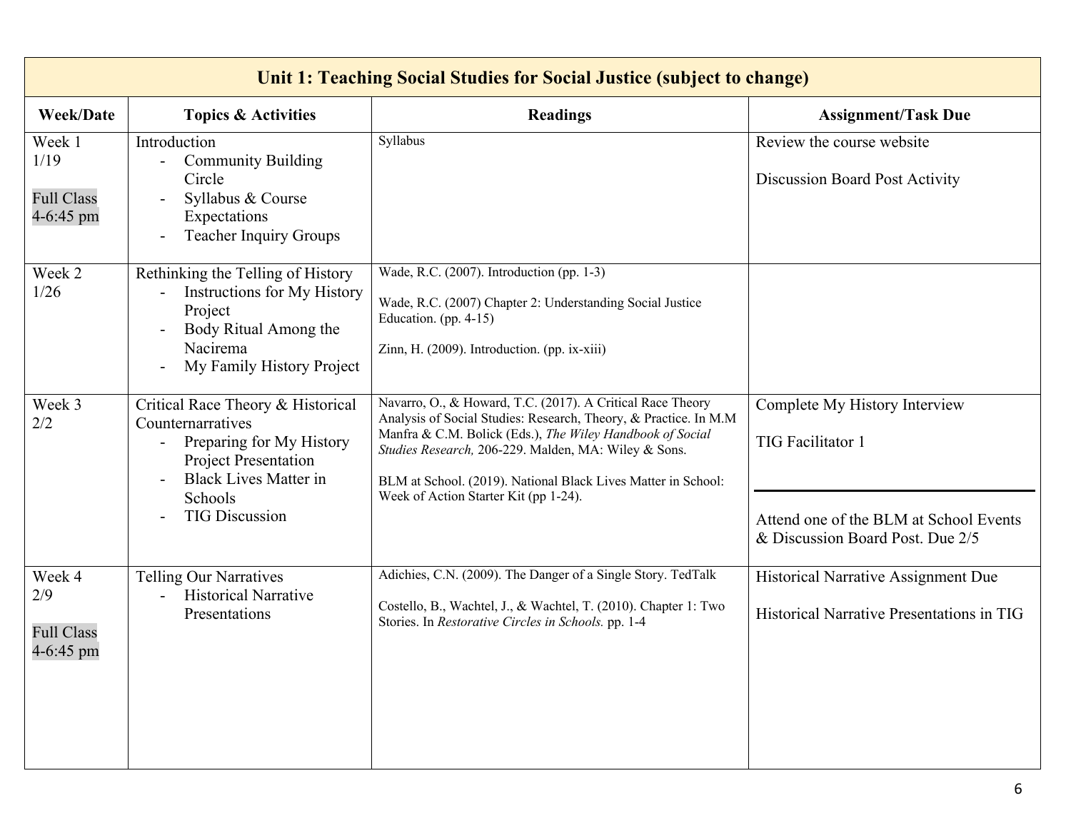| Unit 1: Teaching Social Studies for Social Justice (subject to change) | | | |
|---|---|---|---|
| **Week/Date** | **Topics & Activities** | **Readings** | **Assignment/Task Due** |
| Week 1<br>1/19<br><br>Full Class<br>4-6:45 pm | Introduction<br>- Community Building Circle<br>- Syllabus & Course Expectations<br>- Teacher Inquiry Groups | Syllabus | Review the course website<br><br>Discussion Board Post Activity |
| Week 2<br>1/26 | Rethinking the Telling of History<br>- Instructions for My History Project<br>- Body Ritual Among the Nacirema<br>- My Family History Project | Wade, R.C. (2007). Introduction (pp. 1-3)<br><br>Wade, R.C. (2007) Chapter 2: Understanding Social Justice Education. (pp. 4-15)<br><br>Zinn, H. (2009). Introduction. (pp. ix-xiii) | |
| Week 3<br>2/2 | Critical Race Theory & Historical Counternarratives<br>- Preparing for My History Project Presentation<br>- Black Lives Matter in Schools<br>- TIG Discussion | Navarro, O., & Howard, T.C. (2017). A Critical Race Theory Analysis of Social Studies: Research, Theory, & Practice. In M.M Manfra & C.M. Bolick (Eds.), *The Wiley Handbook of Social Studies Research,* 206-229. Malden, MA: Wiley & Sons.<br><br>BLM at School. (2019). National Black Lives Matter in School: Week of Action Starter Kit (pp 1-24). | Complete My History Interview<br><br>TIG Facilitator 1<br><br>Attend one of the BLM at School Events & Discussion Board Post. Due 2/5 |
| Week 4<br>2/9<br><br>Full Class<br>4-6:45 pm | Telling Our Narratives<br>- Historical Narrative Presentations | Adichies, C.N. (2009). The Danger of a Single Story. TedTalk<br><br>Costello, B., Wachtel, J., & Wachtel, T. (2010). Chapter 1: Two Stories. In *Restorative Circles in Schools.* pp. 1-4 | Historical Narrative Assignment Due<br><br>Historical Narrative Presentations in TIG |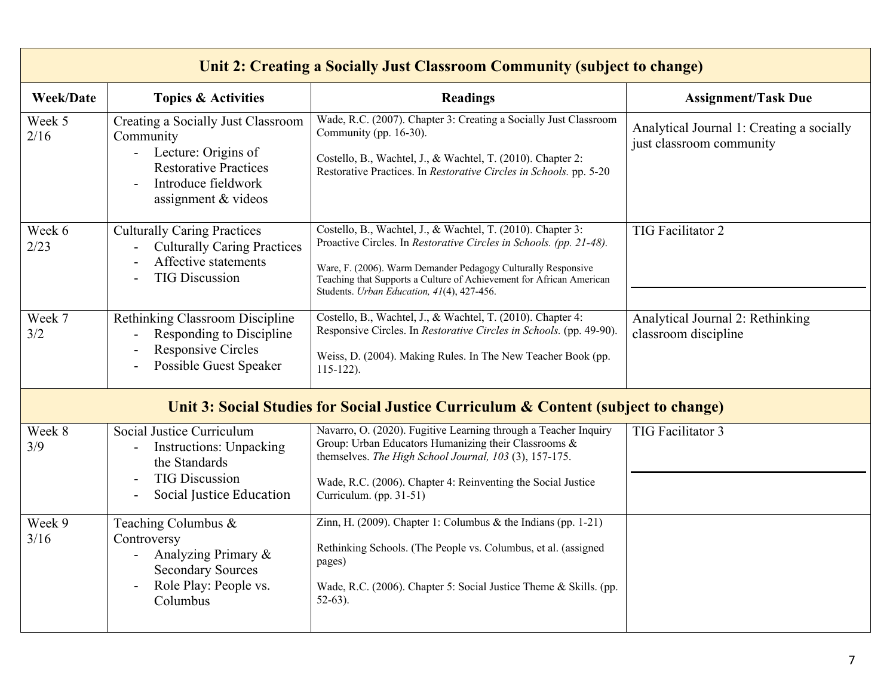| Week/Date | Topics & Activities | Readings | Assignment/Task Due |
|---|---|---|---|
| **Unit 2: Creating a Socially Just Classroom Community (subject to change)** | | | |
| Week 5 2/16 | Creating a Socially Just Classroom Community<br>- Lecture: Origins of Restorative Practices<br>- Introduce fieldwork assignment & videos | Wade, R.C. (2007). Chapter 3: Creating a Socially Just Classroom Community (pp. 16-30).<br><br>Costello, B., Wachtel, J., & Wachtel, T. (2010). Chapter 2: Restorative Practices. In *Restorative Circles in Schools.* pp. 5-20 | Analytical Journal 1: Creating a socially just classroom community |
| Week 6 2/23 | Culturally Caring Practices<br>- Culturally Caring Practices<br>- Affective statements<br>- TIG Discussion | Costello, B., Wachtel, J., & Wachtel, T. (2010). Chapter 3: Proactive Circles. In *Restorative Circles in Schools. (pp. 21-48).*<br><br>Ware, F. (2006). Warm Demander Pedagogy Culturally Responsive Teaching that Supports a Culture of Achievement for African American Students. *Urban Education, 41*(4), 427-456. | TIG Facilitator 2 |
| Week 7 3/2 | Rethinking Classroom Discipline<br>- Responding to Discipline<br>- Responsive Circles<br>- Possible Guest Speaker | Costello, B., Wachtel, J., & Wachtel, T. (2010). Chapter 4: Responsive Circles. In *Restorative Circles in Schools.* (pp. 49-90).<br><br>Weiss, D. (2004). Making Rules. In The New Teacher Book (pp. 115-122). | Analytical Journal 2: Rethinking classroom discipline |
| **Unit 3: Social Studies for Social Justice Curriculum & Content (subject to change)** | | | |
| Week 8 3/9 | Social Justice Curriculum<br>- Instructions: Unpacking the Standards<br>- TIG Discussion<br>- Social Justice Education | Navarro, O. (2020). Fugitive Learning through a Teacher Inquiry Group: Urban Educators Humanizing their Classrooms & themselves. *The High School Journal, 103* (3), 157-175.<br><br>Wade, R.C. (2006). Chapter 4: Reinventing the Social Justice Curriculum. (pp. 31-51) | TIG Facilitator 3 |
| Week 9 3/16 | Teaching Columbus & Controversy<br>- Analyzing Primary & Secondary Sources<br>- Role Play: People vs. Columbus | Zinn, H. (2009). Chapter 1: Columbus & the Indians (pp. 1-21)<br><br>Rethinking Schools. (The People vs. Columbus, et al. (assigned pages)<br><br>Wade, R.C. (2006). Chapter 5: Social Justice Theme & Skills. (pp. 52-63). | |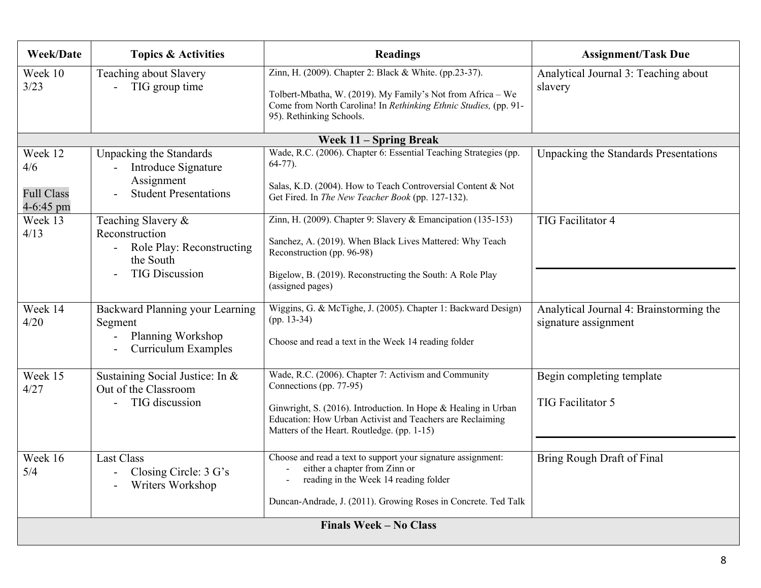| Week/Date | Topics & Activities | Readings | Assignment/Task Due |
|---|---|---|---|
| Week 10<br>3/23 | Teaching about Slavery<br>- TIG group time | Zinn, H. (2009). Chapter 2: Black & White. (pp.23-37).<br><br>Tolbert-Mbatha, W. (2019). My Family's Not from Africa – We Come from North Carolina! In *Rethinking Ethnic Studies,* (pp. 91-95). Rethinking Schools. | Analytical Journal 3: Teaching about slavery |
| **Week 11 – Spring Break** | | | |
| Week 12<br>4/6<br><br>Full Class<br>4-6:45 pm | Unpacking the Standards<br>- Introduce Signature Assignment<br>- Student Presentations | Wade, R.C. (2006). Chapter 6: Essential Teaching Strategies (pp. 64-77).<br><br>Salas, K.D. (2004). How to Teach Controversial Content & Not Get Fired. In *The New Teacher Book* (pp. 127-132). | Unpacking the Standards Presentations |
| Week 13<br>4/13 | Teaching Slavery & Reconstruction<br>- Role Play: Reconstructing the South<br>- TIG Discussion | Zinn, H. (2009). Chapter 9: Slavery & Emancipation (135-153)<br><br>Sanchez, A. (2019). When Black Lives Mattered: Why Teach Reconstruction (pp. 96-98)<br><br>Bigelow, B. (2019). Reconstructing the South: A Role Play (assigned pages) | TIG Facilitator 4 |
| Week 14<br>4/20 | Backward Planning your Learning Segment<br>- Planning Workshop<br>- Curriculum Examples | Wiggins, G. & McTighe, J. (2005). Chapter 1: Backward Design) (pp. 13-34)<br><br>Choose and read a text in the Week 14 reading folder | Analytical Journal 4: Brainstorming the signature assignment |
| Week 15<br>4/27 | Sustaining Social Justice: In & Out of the Classroom<br>- TIG discussion | Wade, R.C. (2006). Chapter 7: Activism and Community Connections (pp. 77-95)<br><br>Ginwright, S. (2016). Introduction. In Hope & Healing in Urban Education: How Urban Activist and Teachers are Reclaiming Matters of the Heart. Routledge. (pp. 1-15) | Begin completing template<br><br>TIG Facilitator 5 |
| Week 16<br>5/4 | Last Class<br>- Closing Circle: 3 G's<br>- Writers Workshop | Choose and read a text to support your signature assignment:<br>- either a chapter from Zinn or<br>- reading in the Week 14 reading folder<br><br>Duncan-Andrade, J. (2011). Growing Roses in Concrete. Ted Talk | Bring Rough Draft of Final |
| **Finals Week – No Class** | | | |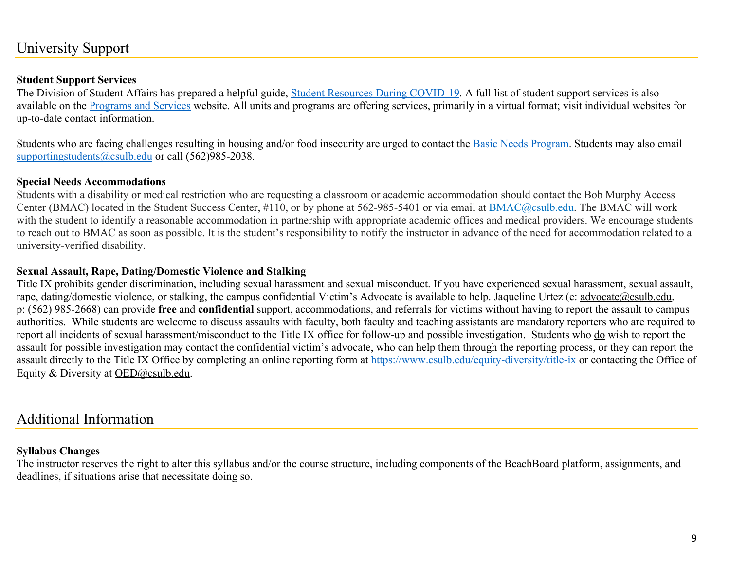## University Support

**Student Support Services**

The Division of Student Affairs has prepared a helpful guide, Student Resources During COVID-19. A full list of student support services is also available on the Programs and Services website. All units and programs are offering services, primarily in a virtual format; visit individual websites for up-to-date contact information.

Students who are facing challenges resulting in housing and/or food insecurity are urged to contact the Basic Needs Program. Students may also email supportingstudents@csulb.edu or call (562)985-2038.

**Special Needs Accommodations**

Students with a disability or medical restriction who are requesting a classroom or academic accommodation should contact the Bob Murphy Access Center (BMAC) located in the Student Success Center, #110, or by phone at 562-985-5401 or via email at BMAC@csulb.edu. The BMAC will work with the student to identify a reasonable accommodation in partnership with appropriate academic offices and medical providers. We encourage students to reach out to BMAC as soon as possible. It is the student's responsibility to notify the instructor in advance of the need for accommodation related to a university-verified disability.

**Sexual Assault, Rape, Dating/Domestic Violence and Stalking**

Title IX prohibits gender discrimination, including sexual harassment and sexual misconduct. If you have experienced sexual harassment, sexual assault, rape, dating/domestic violence, or stalking, the campus confidential Victim's Advocate is available to help. Jaqueline Urtez (e: advocate@csulb.edu, p: (562) 985-2668) can provide **free** and **confidential** support, accommodations, and referrals for victims without having to report the assault to campus authorities. While students are welcome to discuss assaults with faculty, both faculty and teaching assistants are mandatory reporters who are required to report all incidents of sexual harassment/misconduct to the Title IX office for follow-up and possible investigation. Students who do wish to report the assault for possible investigation may contact the confidential victim's advocate, who can help them through the reporting process, or they can report the assault directly to the Title IX Office by completing an online reporting form at https://www.csulb.edu/equity-diversity/title-ix or contacting the Office of Equity & Diversity at OED@csulb.edu.

## Additional Information

**Syllabus Changes**

The instructor reserves the right to alter this syllabus and/or the course structure, including components of the BeachBoard platform, assignments, and deadlines, if situations arise that necessitate doing so.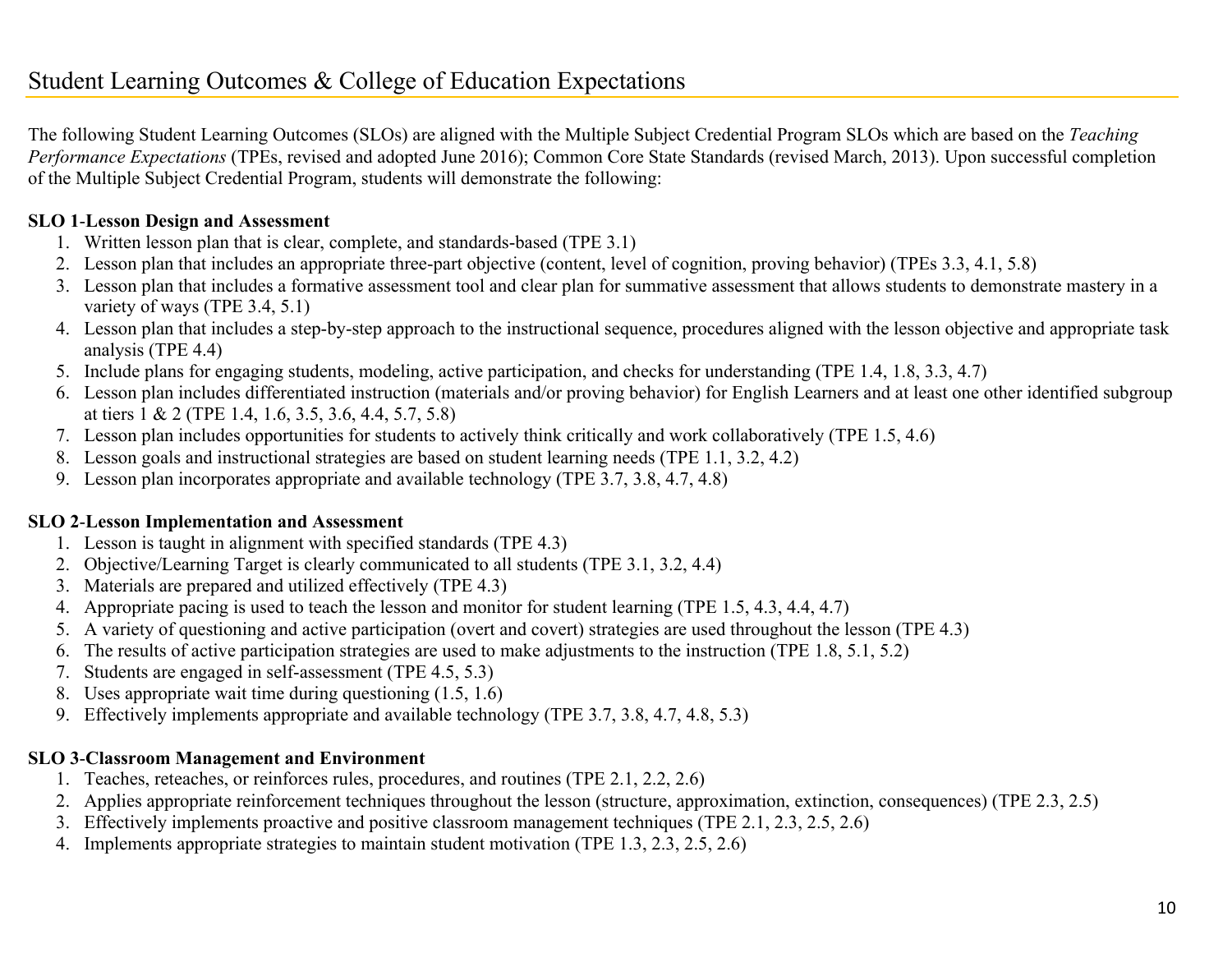# Student Learning Outcomes & College of Education Expectations

The following Student Learning Outcomes (SLOs) are aligned with the Multiple Subject Credential Program SLOs which are based on the *Teaching Performance Expectations* (TPEs, revised and adopted June 2016); Common Core State Standards (revised March, 2013). Upon successful completion of the Multiple Subject Credential Program, students will demonstrate the following:

**SLO 1-Lesson Design and Assessment**

1. Written lesson plan that is clear, complete, and standards-based (TPE 3.1)
2. Lesson plan that includes an appropriate three-part objective (content, level of cognition, proving behavior) (TPEs 3.3, 4.1, 5.8)
3. Lesson plan that includes a formative assessment tool and clear plan for summative assessment that allows students to demonstrate mastery in a variety of ways (TPE 3.4, 5.1)
4. Lesson plan that includes a step-by-step approach to the instructional sequence, procedures aligned with the lesson objective and appropriate task analysis (TPE 4.4)
5. Include plans for engaging students, modeling, active participation, and checks for understanding (TPE 1.4, 1.8, 3.3, 4.7)
6. Lesson plan includes differentiated instruction (materials and/or proving behavior) for English Learners and at least one other identified subgroup at tiers 1 & 2 (TPE 1.4, 1.6, 3.5, 3.6, 4.4, 5.7, 5.8)
7. Lesson plan includes opportunities for students to actively think critically and work collaboratively (TPE 1.5, 4.6)
8. Lesson goals and instructional strategies are based on student learning needs (TPE 1.1, 3.2, 4.2)
9. Lesson plan incorporates appropriate and available technology (TPE 3.7, 3.8, 4.7, 4.8)

**SLO 2-Lesson Implementation and Assessment**

1. Lesson is taught in alignment with specified standards (TPE 4.3)
2. Objective/Learning Target is clearly communicated to all students (TPE 3.1, 3.2, 4.4)
3. Materials are prepared and utilized effectively (TPE 4.3)
4. Appropriate pacing is used to teach the lesson and monitor for student learning (TPE 1.5, 4.3, 4.4, 4.7)
5. A variety of questioning and active participation (overt and covert) strategies are used throughout the lesson (TPE 4.3)
6. The results of active participation strategies are used to make adjustments to the instruction (TPE 1.8, 5.1, 5.2)
7. Students are engaged in self-assessment (TPE 4.5, 5.3)
8. Uses appropriate wait time during questioning (1.5, 1.6)
9. Effectively implements appropriate and available technology (TPE 3.7, 3.8, 4.7, 4.8, 5.3)

**SLO 3-Classroom Management and Environment**

1. Teaches, reteaches, or reinforces rules, procedures, and routines (TPE 2.1, 2.2, 2.6)
2. Applies appropriate reinforcement techniques throughout the lesson (structure, approximation, extinction, consequences) (TPE 2.3, 2.5)
3. Effectively implements proactive and positive classroom management techniques (TPE 2.1, 2.3, 2.5, 2.6)
4. Implements appropriate strategies to maintain student motivation (TPE 1.3, 2.3, 2.5, 2.6)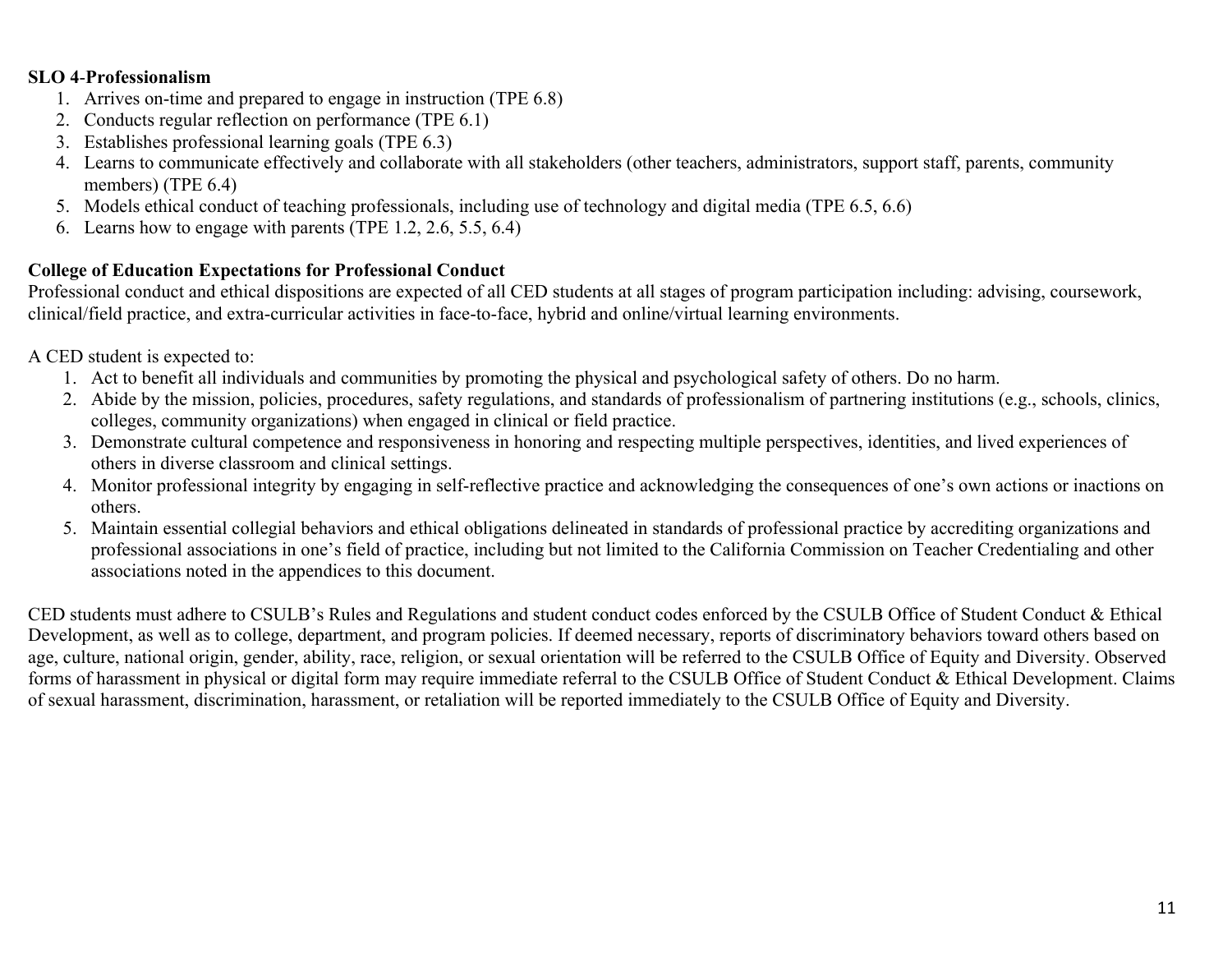**SLO 4-Professionalism**

1. Arrives on-time and prepared to engage in instruction (TPE 6.8)
2. Conducts regular reflection on performance (TPE 6.1)
3. Establishes professional learning goals (TPE 6.3)
4. Learns to communicate effectively and collaborate with all stakeholders (other teachers, administrators, support staff, parents, community members) (TPE 6.4)
5. Models ethical conduct of teaching professionals, including use of technology and digital media (TPE 6.5, 6.6)
6. Learns how to engage with parents (TPE 1.2, 2.6, 5.5, 6.4)

**College of Education Expectations for Professional Conduct**

Professional conduct and ethical dispositions are expected of all CED students at all stages of program participation including: advising, coursework, clinical/field practice, and extra-curricular activities in face-to-face, hybrid and online/virtual learning environments.

A CED student is expected to:

1. Act to benefit all individuals and communities by promoting the physical and psychological safety of others. Do no harm.
2. Abide by the mission, policies, procedures, safety regulations, and standards of professionalism of partnering institutions (e.g., schools, clinics, colleges, community organizations) when engaged in clinical or field practice.
3. Demonstrate cultural competence and responsiveness in honoring and respecting multiple perspectives, identities, and lived experiences of others in diverse classroom and clinical settings.
4. Monitor professional integrity by engaging in self-reflective practice and acknowledging the consequences of one's own actions or inactions on others.
5. Maintain essential collegial behaviors and ethical obligations delineated in standards of professional practice by accrediting organizations and professional associations in one's field of practice, including but not limited to the California Commission on Teacher Credentialing and other associations noted in the appendices to this document.

CED students must adhere to CSULB's Rules and Regulations and student conduct codes enforced by the CSULB Office of Student Conduct & Ethical Development, as well as to college, department, and program policies. If deemed necessary, reports of discriminatory behaviors toward others based on age, culture, national origin, gender, ability, race, religion, or sexual orientation will be referred to the CSULB Office of Equity and Diversity. Observed forms of harassment in physical or digital form may require immediate referral to the CSULB Office of Student Conduct & Ethical Development. Claims of sexual harassment, discrimination, harassment, or retaliation will be reported immediately to the CSULB Office of Equity and Diversity.